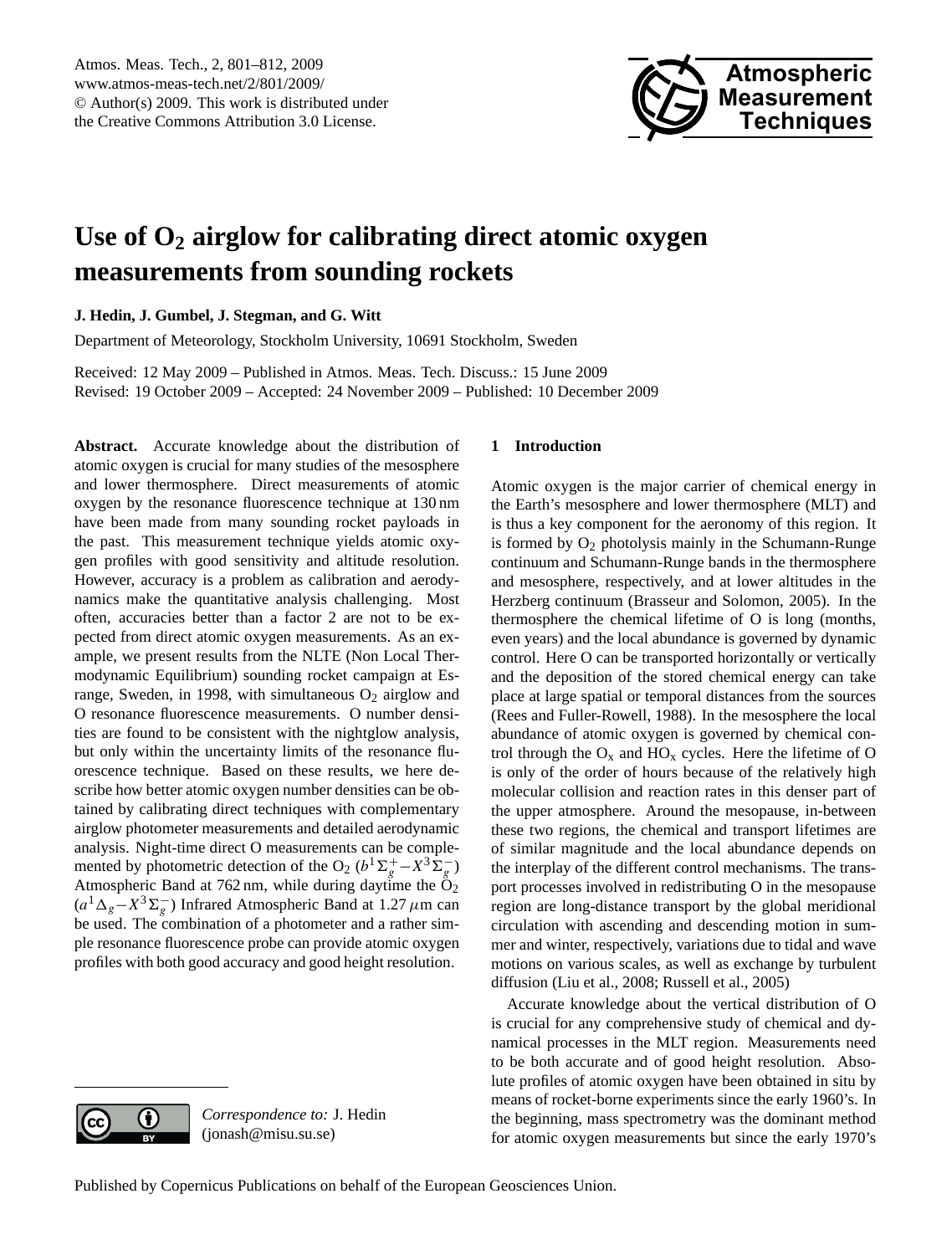# Use of $O_2$ airglow for calibrating direct atomic oxygen measurements from sounding rockets

**J. Hedin, J. Gumbel, J. Stegman, and G. Witt**

Department of Meteorology, Stockholm University, 10691 Stockholm, Sweden

Received: 12 May 2009 – Published in Atmos. Meas. Tech. Discuss.: 15 June 2009
Revised: 19 October 2009 – Accepted: 24 November 2009 – Published: 10 December 2009

**Abstract.** Accurate knowledge about the distribution of atomic oxygen is crucial for many studies of the mesosphere and lower thermosphere. Direct measurements of atomic oxygen by the resonance fluorescence technique at 130 nm have been made from many sounding rocket payloads in the past. This measurement technique yields atomic oxygen profiles with good sensitivity and altitude resolution. However, accuracy is a problem as calibration and aerodynamics make the quantitative analysis challenging. Most often, accuracies better than a factor 2 are not to be expected from direct atomic oxygen measurements. As an example, we present results from the NLTE (Non Local Thermodynamic Equilibrium) sounding rocket campaign at Esrange, Sweden, in 1998, with simultaneous $O_2$ airglow and O resonance fluorescence measurements. O number densities are found to be consistent with the nightglow analysis, but only within the uncertainty limits of the resonance fluorescence technique. Based on these results, we here describe how better atomic oxygen number densities can be obtained by calibrating direct techniques with complementary airglow photometer measurements and detailed aerodynamic analysis. Night-time direct O measurements can be complemented by photometric detection of the $O_2$ ($b^1\Sigma_g^+ - X^3\Sigma_g^-$) Atmospheric Band at 762 nm, while during daytime the $O_2$ ($a^1\Delta_g - X^3\Sigma_g^-$) Infrared Atmospheric Band at 1.27 $\mu$m can be used. The combination of a photometer and a rather simple resonance fluorescence probe can provide atomic oxygen profiles with both good accuracy and good height resolution.

## 1 Introduction

Atomic oxygen is the major carrier of chemical energy in the Earth's mesosphere and lower thermosphere (MLT) and is thus a key component for the aeronomy of this region. It is formed by $O_2$ photolysis mainly in the Schumann-Runge continuum and Schumann-Runge bands in the thermosphere and mesosphere, respectively, and at lower altitudes in the Herzberg continuum (Brasseur and Solomon, 2005). In the thermosphere the chemical lifetime of O is long (months, even years) and the local abundance is governed by dynamic control. Here O can be transported horizontally or vertically and the deposition of the stored chemical energy can take place at large spatial or temporal distances from the sources (Rees and Fuller-Rowell, 1988). In the mesosphere the local abundance of atomic oxygen is governed by chemical control through the $O_x$ and $HO_x$ cycles. Here the lifetime of O is only of the order of hours because of the relatively high molecular collision and reaction rates in this denser part of the upper atmosphere. Around the mesopause, in-between these two regions, the chemical and transport lifetimes are of similar magnitude and the local abundance depends on the interplay of the different control mechanisms. The transport processes involved in redistributing O in the mesopause region are long-distance transport by the global meridional circulation with ascending and descending motion in summer and winter, respectively, variations due to tidal and wave motions on various scales, as well as exchange by turbulent diffusion (Liu et al., 2008; Russell et al., 2005)

Accurate knowledge about the vertical distribution of O is crucial for any comprehensive study of chemical and dynamical processes in the MLT region. Measurements need to be both accurate and of good height resolution. Absolute profiles of atomic oxygen have been obtained in situ by means of rocket-borne experiments since the early 1960's. In the beginning, mass spectrometry was the dominant method for atomic oxygen measurements but since the early 1970's

*Correspondence to:* J. Hedin (jonash@misu.su.se)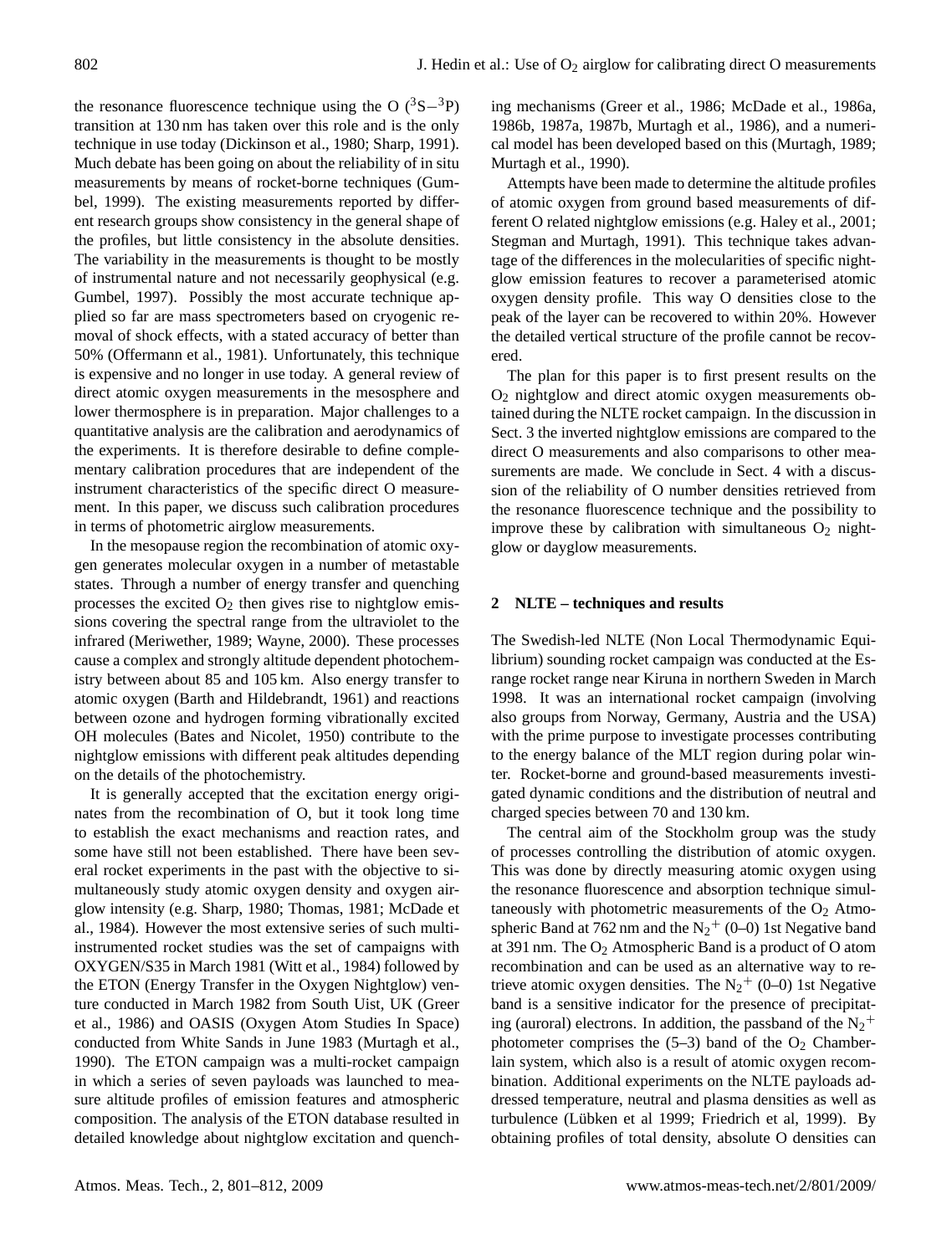the resonance fluorescence technique using the O ($^3S-^3P$) transition at 130 nm has taken over this role and is the only technique in use today (Dickinson et al., 1980; Sharp, 1991). Much debate has been going on about the reliability of in situ measurements by means of rocket-borne techniques (Gumbel, 1999). The existing measurements reported by different research groups show consistency in the general shape of the profiles, but little consistency in the absolute densities. The variability in the measurements is thought to be mostly of instrumental nature and not necessarily geophysical (e.g. Gumbel, 1997). Possibly the most accurate technique applied so far are mass spectrometers based on cryogenic removal of shock effects, with a stated accuracy of better than 50% (Offermann et al., 1981). Unfortunately, this technique is expensive and no longer in use today. A general review of direct atomic oxygen measurements in the mesosphere and lower thermosphere is in preparation. Major challenges to a quantitative analysis are the calibration and aerodynamics of the experiments. It is therefore desirable to define complementary calibration procedures that are independent of the instrument characteristics of the specific direct O measurement. In this paper, we discuss such calibration procedures in terms of photometric airglow measurements.

In the mesopause region the recombination of atomic oxygen generates molecular oxygen in a number of metastable states. Through a number of energy transfer and quenching processes the excited $O_2$ then gives rise to nightglow emissions covering the spectral range from the ultraviolet to the infrared (Meriwether, 1989; Wayne, 2000). These processes cause a complex and strongly altitude dependent photochemistry between about 85 and 105 km. Also energy transfer to atomic oxygen (Barth and Hildebrandt, 1961) and reactions between ozone and hydrogen forming vibrationally excited OH molecules (Bates and Nicolet, 1950) contribute to the nightglow emissions with different peak altitudes depending on the details of the photochemistry.

It is generally accepted that the excitation energy originates from the recombination of O, but it took long time to establish the exact mechanisms and reaction rates, and some have still not been established. There have been several rocket experiments in the past with the objective to simultaneously study atomic oxygen density and oxygen airglow intensity (e.g. Sharp, 1980; Thomas, 1981; McDade et al., 1984). However the most extensive series of such multi-instrumented rocket studies was the set of campaigns with OXYGEN/S35 in March 1981 (Witt et al., 1984) followed by the ETON (Energy Transfer in the Oxygen Nightglow) venture conducted in March 1982 from South Uist, UK (Greer et al., 1986) and OASIS (Oxygen Atom Studies In Space) conducted from White Sands in June 1983 (Murtagh et al., 1990). The ETON campaign was a multi-rocket campaign in which a series of seven payloads was launched to measure altitude profiles of emission features and atmospheric composition. The analysis of the ETON database resulted in detailed knowledge about nightglow excitation and quenching mechanisms (Greer et al., 1986; McDade et al., 1986a, 1986b, 1987a, 1987b, Murtagh et al., 1986), and a numerical model has been developed based on this (Murtagh, 1989; Murtagh et al., 1990).

Attempts have been made to determine the altitude profiles of atomic oxygen from ground based measurements of different O related nightglow emissions (e.g. Haley et al., 2001; Stegman and Murtagh, 1991). This technique takes advantage of the differences in the molecularities of specific nightglow emission features to recover a parameterised atomic oxygen density profile. This way O densities close to the peak of the layer can be recovered to within 20%. However the detailed vertical structure of the profile cannot be recovered.

The plan for this paper is to first present results on the $O_2$ nightglow and direct atomic oxygen measurements obtained during the NLTE rocket campaign. In the discussion in Sect. 3 the inverted nightglow emissions are compared to the direct O measurements and also comparisons to other measurements are made. We conclude in Sect. 4 with a discussion of the reliability of O number densities retrieved from the resonance fluorescence technique and the possibility to improve these by calibration with simultaneous $O_2$ nightglow or dayglow measurements.

## 2 NLTE – techniques and results

The Swedish-led NLTE (Non Local Thermodynamic Equilibrium) sounding rocket campaign was conducted at the Esrange rocket range near Kiruna in northern Sweden in March 1998. It was an international rocket campaign (involving also groups from Norway, Germany, Austria and the USA) with the prime purpose to investigate processes contributing to the energy balance of the MLT region during polar winter. Rocket-borne and ground-based measurements investigated dynamic conditions and the distribution of neutral and charged species between 70 and 130 km.

The central aim of the Stockholm group was the study of processes controlling the distribution of atomic oxygen. This was done by directly measuring atomic oxygen using the resonance fluorescence and absorption technique simultaneously with photometric measurements of the $O_2$ Atmospheric Band at 762 nm and the $N_2^+$ (0–0) 1st Negative band at 391 nm. The $O_2$ Atmospheric Band is a product of O atom recombination and can be used as an alternative way to retrieve atomic oxygen densities. The $N_2^+$ (0–0) 1st Negative band is a sensitive indicator for the presence of precipitating (auroral) electrons. In addition, the passband of the $N_2^+$ photometer comprises the (5–3) band of the $O_2$ Chamberlain system, which also is a result of atomic oxygen recombination. Additional experiments on the NLTE payloads addressed temperature, neutral and plasma densities as well as turbulence (Lübken et al 1999; Friedrich et al, 1999). By obtaining profiles of total density, absolute O densities can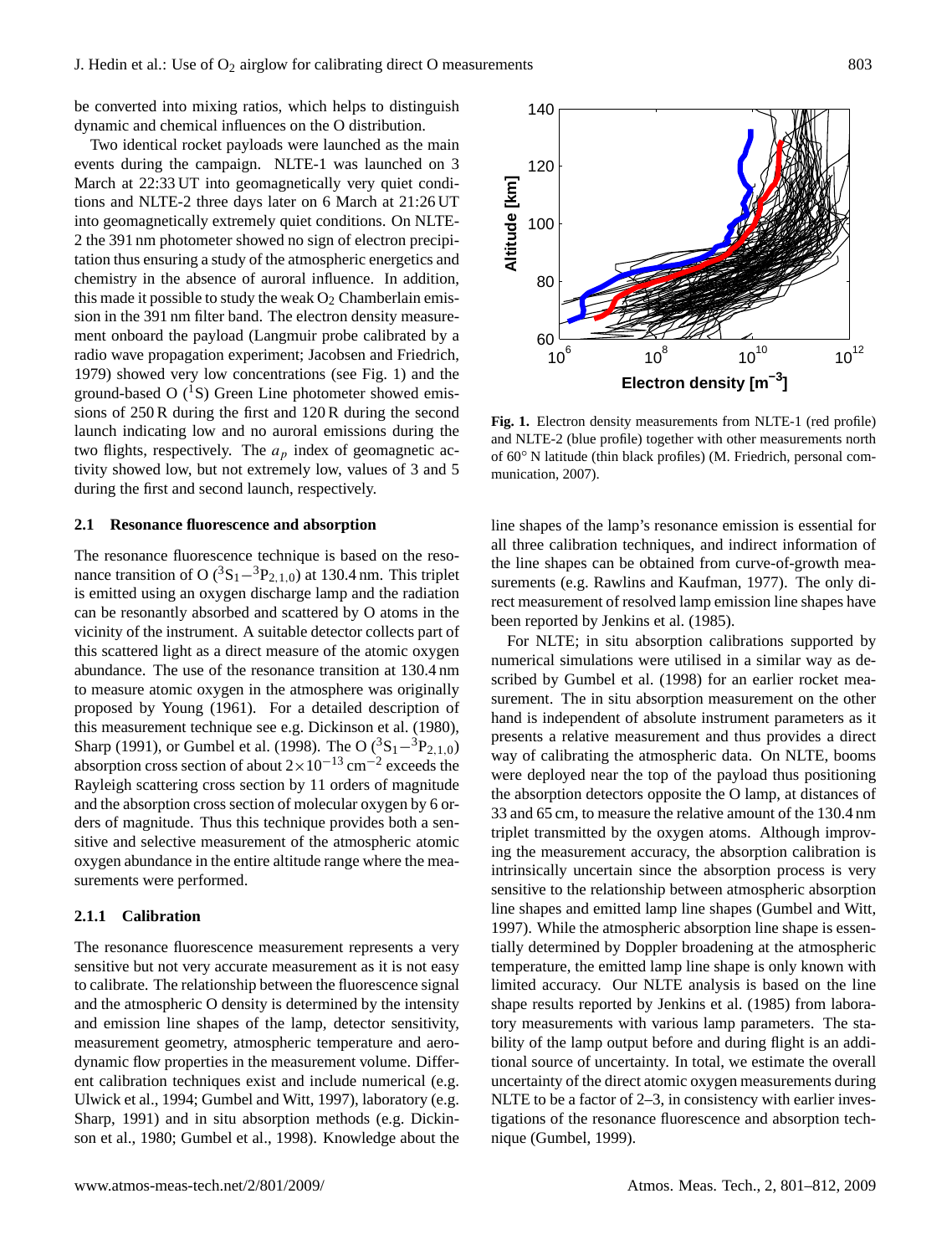be converted into mixing ratios, which helps to distinguish dynamic and chemical influences on the O distribution.

Two identical rocket payloads were launched as the main events during the campaign. NLTE-1 was launched on 3 March at 22:33 UT into geomagnetically very quiet conditions and NLTE-2 three days later on 6 March at 21:26 UT into geomagnetically extremely quiet conditions. On NLTE-2 the 391 nm photometer showed no sign of electron precipitation thus ensuring a study of the atmospheric energetics and chemistry in the absence of auroral influence. In addition, this made it possible to study the weak $O_2$ Chamberlain emission in the 391 nm filter band. The electron density measurement onboard the payload (Langmuir probe calibrated by a radio wave propagation experiment; Jacobsen and Friedrich, 1979) showed very low concentrations (see Fig. 1) and the ground-based O ($^1$S) Green Line photometer showed emissions of 250 R during the first and 120 R during the second launch indicating low and no auroral emissions during the two flights, respectively. The $a_p$ index of geomagnetic activity showed low, but not extremely low, values of 3 and 5 during the first and second launch, respectively.

**Fig. 1.** Electron density measurements from NLTE-1 (red profile) and NLTE-2 (blue profile) together with other measurements north of 60° N latitude (thin black profiles) (M. Friedrich, personal communication, 2007).

### 2.1 Resonance fluorescence and absorption

The resonance fluorescence technique is based on the resonance transition of O ($^3$S$_1$−$^3$P$_{2,1,0}$) at 130.4 nm. This triplet is emitted using an oxygen discharge lamp and the radiation can be resonantly absorbed and scattered by O atoms in the vicinity of the instrument. A suitable detector collects part of this scattered light as a direct measure of the atomic oxygen abundance. The use of the resonance transition at 130.4 nm to measure atomic oxygen in the atmosphere was originally proposed by Young (1961). For a detailed description of this measurement technique see e.g. Dickinson et al. (1980), Sharp (1991), or Gumbel et al. (1998). The O ($^3$S$_1$−$^3$P$_{2,1,0}$) absorption cross section of about $2\times10^{-13}$ cm$^{-2}$ exceeds the Rayleigh scattering cross section by 11 orders of magnitude and the absorption cross section of molecular oxygen by 6 orders of magnitude. Thus this technique provides both a sensitive and selective measurement of the atmospheric atomic oxygen abundance in the entire altitude range where the measurements were performed.

#### 2.1.1 Calibration

The resonance fluorescence measurement represents a very sensitive but not very accurate measurement as it is not easy to calibrate. The relationship between the fluorescence signal and the atmospheric O density is determined by the intensity and emission line shapes of the lamp, detector sensitivity, measurement geometry, atmospheric temperature and aerodynamic flow properties in the measurement volume. Different calibration techniques exist and include numerical (e.g. Ulwick et al., 1994; Gumbel and Witt, 1997), laboratory (e.g. Sharp, 1991) and in situ absorption methods (e.g. Dickinson et al., 1980; Gumbel et al., 1998). Knowledge about the line shapes of the lamp's resonance emission is essential for all three calibration techniques, and indirect information of the line shapes can be obtained from curve-of-growth measurements (e.g. Rawlins and Kaufman, 1977). The only direct measurement of resolved lamp emission line shapes have been reported by Jenkins et al. (1985).

For NLTE; in situ absorption calibrations supported by numerical simulations were utilised in a similar way as described by Gumbel et al. (1998) for an earlier rocket measurement. The in situ absorption measurement on the other hand is independent of absolute instrument parameters as it presents a relative measurement and thus provides a direct way of calibrating the atmospheric data. On NLTE, booms were deployed near the top of the payload thus positioning the absorption detectors opposite the O lamp, at distances of 33 and 65 cm, to measure the relative amount of the 130.4 nm triplet transmitted by the oxygen atoms. Although improving the measurement accuracy, the absorption calibration is intrinsically uncertain since the absorption process is very sensitive to the relationship between atmospheric absorption line shapes and emitted lamp line shapes (Gumbel and Witt, 1997). While the atmospheric absorption line shape is essentially determined by Doppler broadening at the atmospheric temperature, the emitted lamp line shape is only known with limited accuracy. Our NLTE analysis is based on the line shape results reported by Jenkins et al. (1985) from laboratory measurements with various lamp parameters. The stability of the lamp output before and during flight is an additional source of uncertainty. In total, we estimate the overall uncertainty of the direct atomic oxygen measurements during NLTE to be a factor of 2–3, in consistency with earlier investigations of the resonance fluorescence and absorption technique (Gumbel, 1999).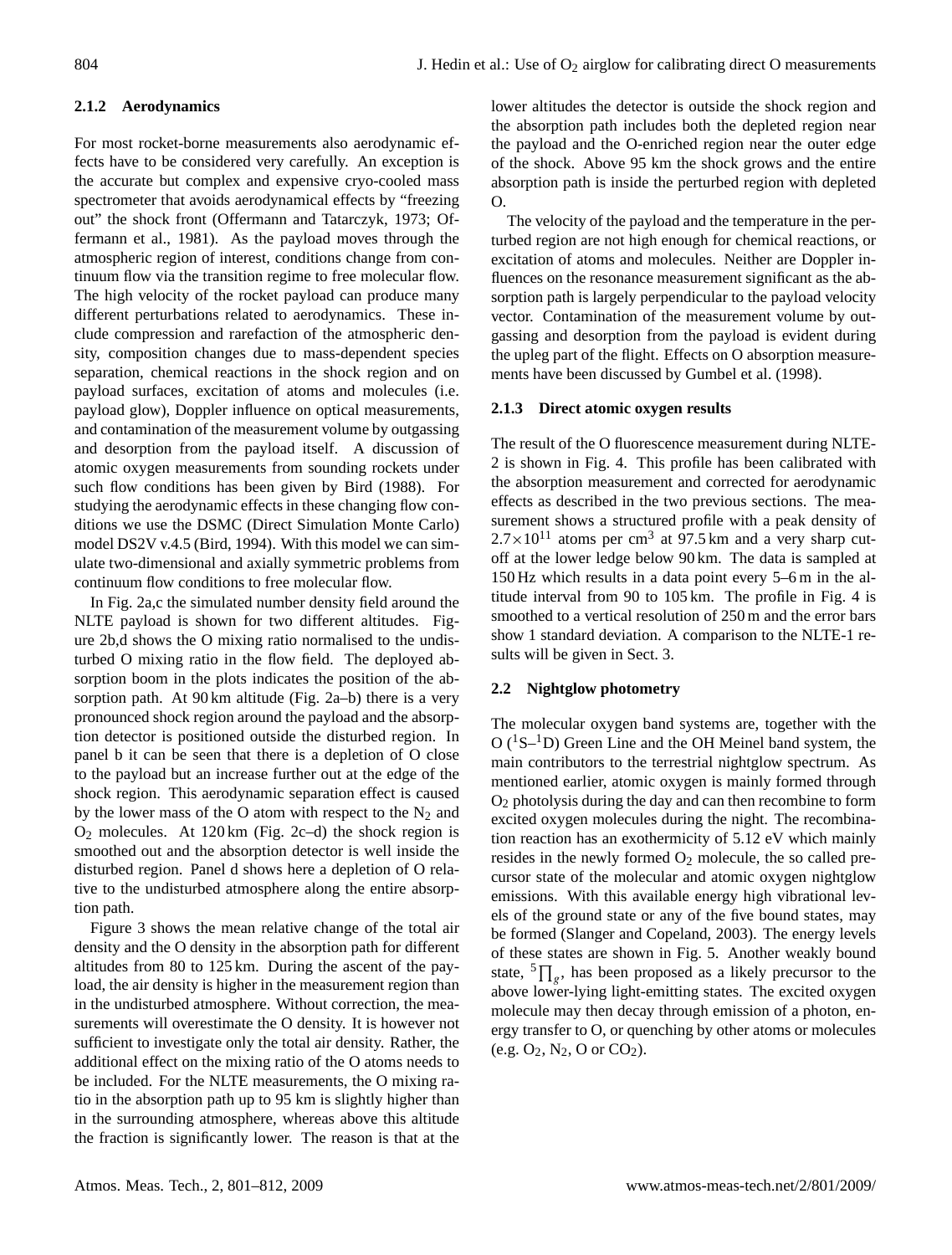#### 2.1.2 Aerodynamics

For most rocket-borne measurements also aerodynamic effects have to be considered very carefully. An exception is the accurate but complex and expensive cryo-cooled mass spectrometer that avoids aerodynamical effects by "freezing out" the shock front (Offermann and Tatarczyk, 1973; Offermann et al., 1981). As the payload moves through the atmospheric region of interest, conditions change from continuum flow via the transition regime to free molecular flow. The high velocity of the rocket payload can produce many different perturbations related to aerodynamics. These include compression and rarefaction of the atmospheric density, composition changes due to mass-dependent species separation, chemical reactions in the shock region and on payload surfaces, excitation of atoms and molecules (i.e. payload glow), Doppler influence on optical measurements, and contamination of the measurement volume by outgassing and desorption from the payload itself. A discussion of atomic oxygen measurements from sounding rockets under such flow conditions has been given by Bird (1988). For studying the aerodynamic effects in these changing flow conditions we use the DSMC (Direct Simulation Monte Carlo) model DS2V v.4.5 (Bird, 1994). With this model we can simulate two-dimensional and axially symmetric problems from continuum flow conditions to free molecular flow.

In Fig. 2a,c the simulated number density field around the NLTE payload is shown for two different altitudes. Figure 2b,d shows the O mixing ratio normalised to the undisturbed O mixing ratio in the flow field. The deployed absorption boom in the plots indicates the position of the absorption path. At 90 km altitude (Fig. 2a–b) there is a very pronounced shock region around the payload and the absorption detector is positioned outside the disturbed region. In panel b it can be seen that there is a depletion of O close to the payload but an increase further out at the edge of the shock region. This aerodynamic separation effect is caused by the lower mass of the O atom with respect to the $N_2$ and $O_2$ molecules. At 120 km (Fig. 2c–d) the shock region is smoothed out and the absorption detector is well inside the disturbed region. Panel d shows here a depletion of O relative to the undisturbed atmosphere along the entire absorption path.

Figure 3 shows the mean relative change of the total air density and the O density in the absorption path for different altitudes from 80 to 125 km. During the ascent of the payload, the air density is higher in the measurement region than in the undisturbed atmosphere. Without correction, the measurements will overestimate the O density. It is however not sufficient to investigate only the total air density. Rather, the additional effect on the mixing ratio of the O atoms needs to be included. For the NLTE measurements, the O mixing ratio in the absorption path up to 95 km is slightly higher than in the surrounding atmosphere, whereas above this altitude the fraction is significantly lower. The reason is that at the lower altitudes the detector is outside the shock region and the absorption path includes both the depleted region near the payload and the O-enriched region near the outer edge of the shock. Above 95 km the shock grows and the entire absorption path is inside the perturbed region with depleted O.

The velocity of the payload and the temperature in the perturbed region are not high enough for chemical reactions, or excitation of atoms and molecules. Neither are Doppler influences on the resonance measurement significant as the absorption path is largely perpendicular to the payload velocity vector. Contamination of the measurement volume by outgassing and desorption from the payload is evident during the upleg part of the flight. Effects on O absorption measurements have been discussed by Gumbel et al. (1998).

#### 2.1.3 Direct atomic oxygen results

The result of the O fluorescence measurement during NLTE-2 is shown in Fig. 4. This profile has been calibrated with the absorption measurement and corrected for aerodynamic effects as described in the two previous sections. The measurement shows a structured profile with a peak density of $2.7\times10^{11}$ atoms per cm$^3$ at 97.5 km and a very sharp cutoff at the lower ledge below 90 km. The data is sampled at 150 Hz which results in a data point every 5–6 m in the altitude interval from 90 to 105 km. The profile in Fig. 4 is smoothed to a vertical resolution of 250 m and the error bars show 1 standard deviation. A comparison to the NLTE-1 results will be given in Sect. 3.

### 2.2 Nightglow photometry

The molecular oxygen band systems are, together with the O ($^1$S–$^1$D) Green Line and the OH Meinel band system, the main contributors to the terrestrial nightglow spectrum. As mentioned earlier, atomic oxygen is mainly formed through $O_2$ photolysis during the day and can then recombine to form excited oxygen molecules during the night. The recombination reaction has an exothermicity of 5.12 eV which mainly resides in the newly formed $O_2$ molecule, the so called precursor state of the molecular and atomic oxygen nightglow emissions. With this available energy high vibrational levels of the ground state or any of the five bound states, may be formed (Slanger and Copeland, 2003). The energy levels of these states are shown in Fig. 5. Another weakly bound state, $^5\prod_g$, has been proposed as a likely precursor to the above lower-lying light-emitting states. The excited oxygen molecule may then decay through emission of a photon, energy transfer to O, or quenching by other atoms or molecules (e.g. $O_2$, $N_2$, O or $CO_2$).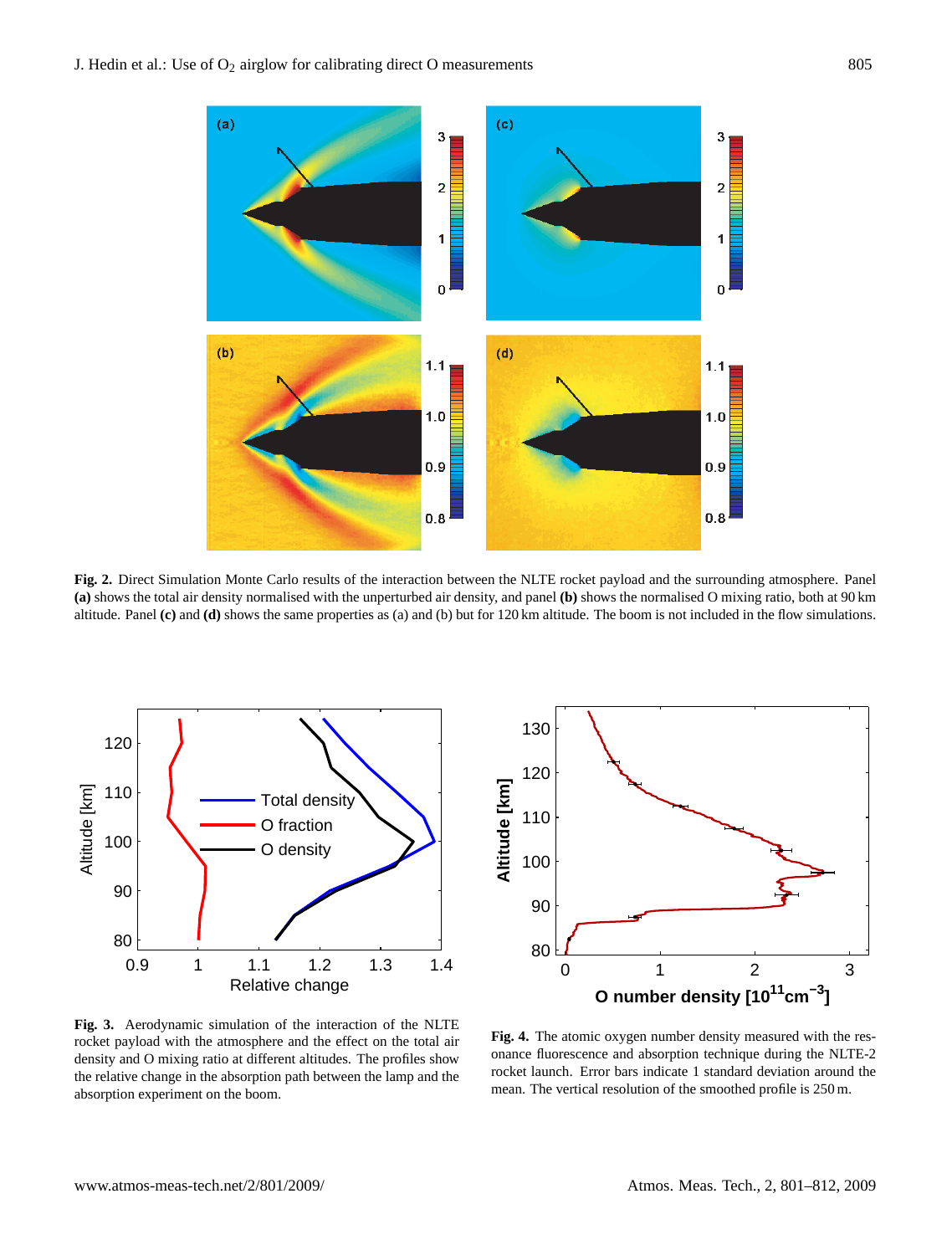**Fig. 2.** Direct Simulation Monte Carlo results of the interaction between the NLTE rocket payload and the surrounding atmosphere. Panel **(a)** shows the total air density normalised with the unperturbed air density, and panel **(b)** shows the normalised O mixing ratio, both at 90 km altitude. Panel **(c)** and **(d)** shows the same properties as (a) and (b) but for 120 km altitude. The boom is not included in the flow simulations.

**Fig. 3.** Aerodynamic simulation of the interaction of the NLTE rocket payload with the atmosphere and the effect on the total air density and O mixing ratio at different altitudes. The profiles show the relative change in the absorption path between the lamp and the absorption experiment on the boom.

**Fig. 4.** The atomic oxygen number density measured with the resonance fluorescence and absorption technique during the NLTE-2 rocket launch. Error bars indicate 1 standard deviation around the mean. The vertical resolution of the smoothed profile is 250 m.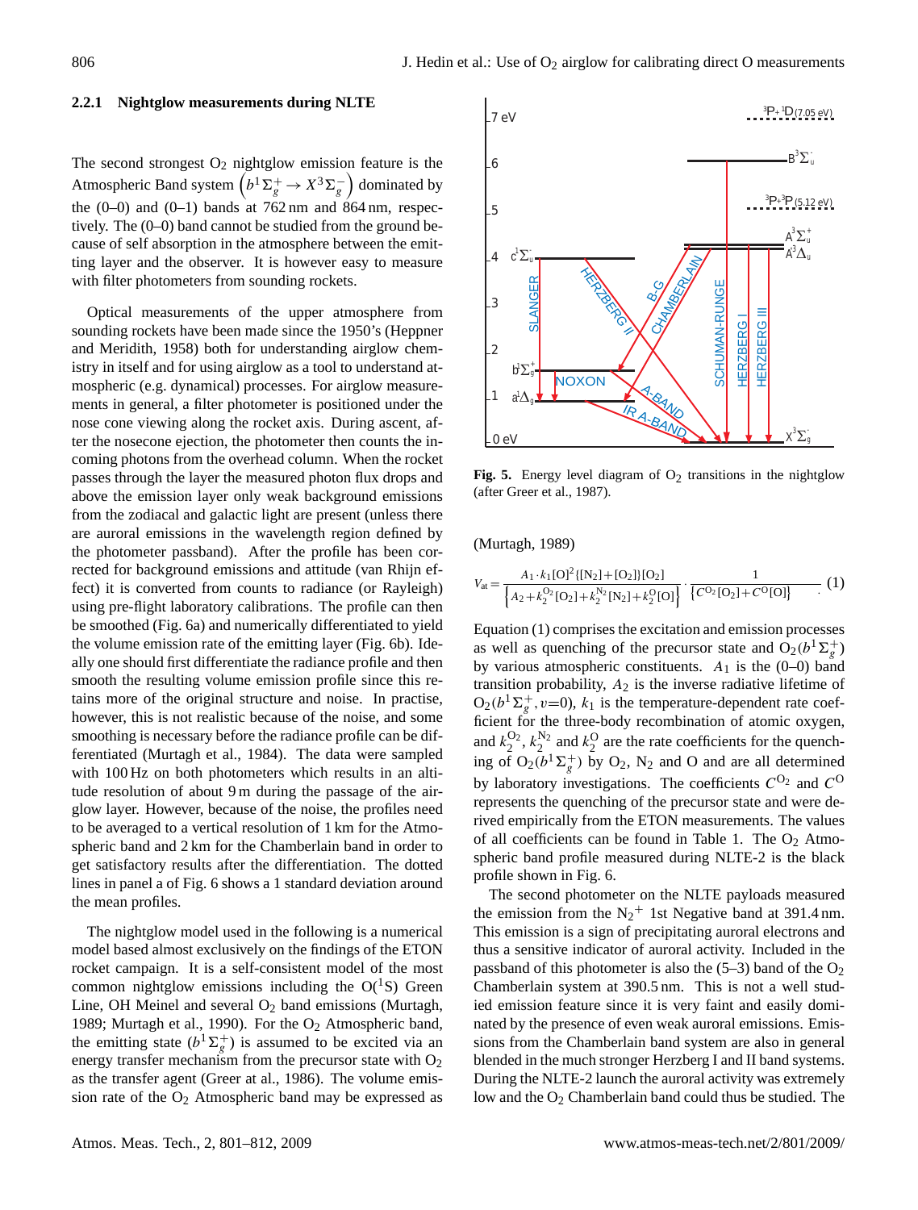### 2.2.1 Nightglow measurements during NLTE

The second strongest $O_2$ nightglow emission feature is the Atmospheric Band system $\left(b^1\Sigma_g^+ \rightarrow X^3\Sigma_g^-\right)$ dominated by the (0–0) and (0–1) bands at 762 nm and 864 nm, respectively. The (0–0) band cannot be studied from the ground because of self absorption in the atmosphere between the emitting layer and the observer. It is however easy to measure with filter photometers from sounding rockets.

Optical measurements of the upper atmosphere from sounding rockets have been made since the 1950's (Heppner and Meridith, 1958) both for understanding airglow chemistry in itself and for using airglow as a tool to understand atmospheric (e.g. dynamical) processes. For airglow measurements in general, a filter photometer is positioned under the nose cone viewing along the rocket axis. During ascent, after the nosecone ejection, the photometer then counts the incoming photons from the overhead column. When the rocket passes through the layer the measured photon flux drops and above the emission layer only weak background emissions from the zodiacal and galactic light are present (unless there are auroral emissions in the wavelength region defined by the photometer passband). After the profile has been corrected for background emissions and attitude (van Rhijn effect) it is converted from counts to radiance (or Rayleigh) using pre-flight laboratory calibrations. The profile can then be smoothed (Fig. 6a) and numerically differentiated to yield the volume emission rate of the emitting layer (Fig. 6b). Ideally one should first differentiate the radiance profile and then smooth the resulting volume emission profile since this retains more of the original structure and noise. In practise, however, this is not realistic because of the noise, and some smoothing is necessary before the radiance profile can be differentiated (Murtagh et al., 1984). The data were sampled with 100 Hz on both photometers which results in an altitude resolution of about 9 m during the passage of the airglow layer. However, because of the noise, the profiles need to be averaged to a vertical resolution of 1 km for the Atmospheric band and 2 km for the Chamberlain band in order to get satisfactory results after the differentiation. The dotted lines in panel a of Fig. 6 shows a 1 standard deviation around the mean profiles.

The nightglow model used in the following is a numerical model based almost exclusively on the findings of the ETON rocket campaign. It is a self-consistent model of the most common nightglow emissions including the $O(^1S)$ Green Line, OH Meinel and several $O_2$ band emissions (Murtagh, 1989; Murtagh et al., 1990). For the $O_2$ Atmospheric band, the emitting state ($b^1\Sigma_g^+$) is assumed to be excited via an energy transfer mechanism from the precursor state with $O_2$ as the transfer agent (Greer at al., 1986). The volume emission rate of the $O_2$ Atmospheric band may be expressed as

Fig. 5. Energy level diagram of $O_2$ transitions in the nightglow (after Greer et al., 1987).

(Murtagh, 1989)

$$V_{at} = \frac{A_1 \cdot k_1 [O]^2 \{[N_2]+[O_2]\}[O_2]}{\left\{A_2 + k_2^{O_2}[O_2] + k_2^{N_2}[N_2] + k_2^{O}[O]\right\}} \cdot \frac{1}{\{C^{O_2}[O_2] + C^{O}[O]\}} \quad (1)$$

Equation (1) comprises the excitation and emission processes as well as quenching of the precursor state and $O_2(b^1\Sigma_g^+)$ by various atmospheric constituents. $A_1$ is the (0–0) band transition probability, $A_2$ is the inverse radiative lifetime of $O_2(b^1\Sigma_g^+, v{=}0)$, $k_1$ is the temperature-dependent rate coefficient for the three-body recombination of atomic oxygen, and $k_2^{O_2}$, $k_2^{N_2}$ and $k_2^{O}$ are the rate coefficients for the quenching of $O_2(b^1\Sigma_g^+)$ by $O_2$, $N_2$ and O and are all determined by laboratory investigations. The coefficients $C^{O_2}$ and $C^{O}$ represents the quenching of the precursor state and were derived empirically from the ETON measurements. The values of all coefficients can be found in Table 1. The $O_2$ Atmospheric band profile measured during NLTE-2 is the black profile shown in Fig. 6.

The second photometer on the NLTE payloads measured the emission from the $N_2^+$ 1st Negative band at 391.4 nm. This emission is a sign of precipitating auroral electrons and thus a sensitive indicator of auroral activity. Included in the passband of this photometer is also the (5–3) band of the $O_2$ Chamberlain system at 390.5 nm. This is not a well studied emission feature since it is very faint and easily dominated by the presence of even weak auroral emissions. Emissions from the Chamberlain band system are also in general blended in the much stronger Herzberg I and II band systems. During the NLTE-2 launch the auroral activity was extremely low and the $O_2$ Chamberlain band could thus be studied. The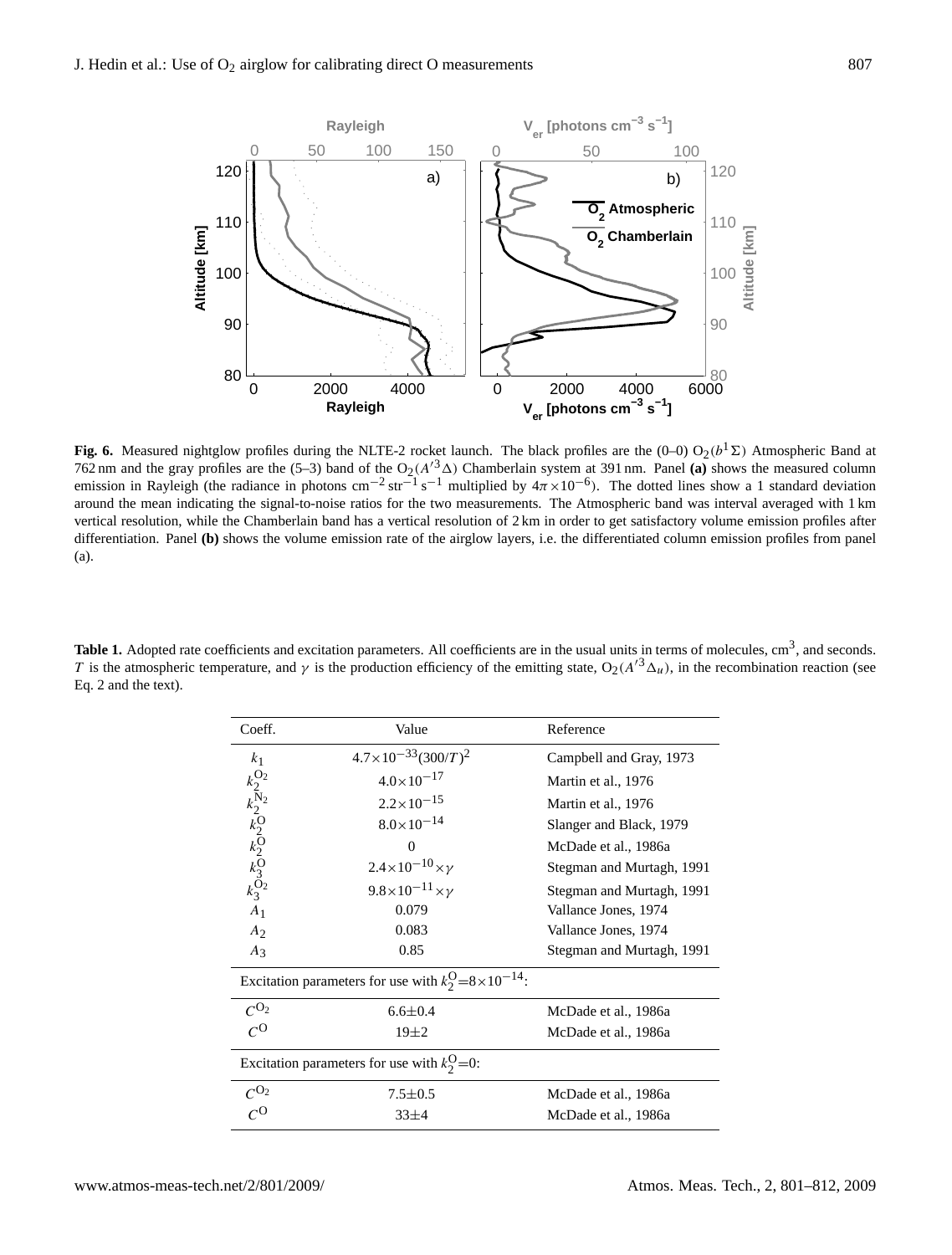**Fig. 6.** Measured nightglow profiles during the NLTE-2 rocket launch. The black profiles are the (0–0) $O_2(b^1\Sigma)$ Atmospheric Band at 762 nm and the gray profiles are the (5–3) band of the $O_2(A'^3\Delta)$ Chamberlain system at 391 nm. Panel **(a)** shows the measured column emission in Rayleigh (the radiance in photons $cm^{-2}\,str^{-1}\,s^{-1}$ multiplied by $4\pi\times10^{-6}$). The dotted lines show a 1 standard deviation around the mean indicating the signal-to-noise ratios for the two measurements. The Atmospheric band was interval averaged with 1 km vertical resolution, while the Chamberlain band has a vertical resolution of 2 km in order to get satisfactory volume emission profiles after differentiation. Panel **(b)** shows the volume emission rate of the airglow layers, i.e. the differentiated column emission profiles from panel (a).

**Table 1.** Adopted rate coefficients and excitation parameters. All coefficients are in the usual units in terms of molecules, $cm^3$, and seconds. $T$ is the atmospheric temperature, and $\gamma$ is the production efficiency of the emitting state, $O_2(A'^3\Delta_u)$, in the recombination reaction (see Eq. 2 and the text).

| Coeff. | Value | Reference |
|---|---|---|
| $k_1$ | $4.7\times10^{-33}(300/T)^2$ | Campbell and Gray, 1973 |
| $k_2^{O_2}$ | $4.0\times10^{-17}$ | Martin et al., 1976 |
| $k_2^{N_2}$ | $2.2\times10^{-15}$ | Martin et al., 1976 |
| $k_2^{O}$ | $8.0\times10^{-14}$ | Slanger and Black, 1979 |
| $k_2^{O}$ | 0 | McDade et al., 1986a |
| $k_3^{O}$ | $2.4\times10^{-10}\times\gamma$ | Stegman and Murtagh, 1991 |
| $k_3^{O_2}$ | $9.8\times10^{-11}\times\gamma$ | Stegman and Murtagh, 1991 |
| $A_1$ | 0.079 | Vallance Jones, 1974 |
| $A_2$ | 0.083 | Vallance Jones, 1974 |
| $A_3$ | 0.85 | Stegman and Murtagh, 1991 |
| Excitation parameters for use with $k_2^{O}=8\times10^{-14}$: | | |
| $C^{O_2}$ | $6.6\pm0.4$ | McDade et al., 1986a |
| $C^{O}$ | $19\pm2$ | McDade et al., 1986a |
| Excitation parameters for use with $k_2^{O}=0$: | | |
| $C^{O_2}$ | $7.5\pm0.5$ | McDade et al., 1986a |
| $C^{O}$ | $33\pm4$ | McDade et al., 1986a |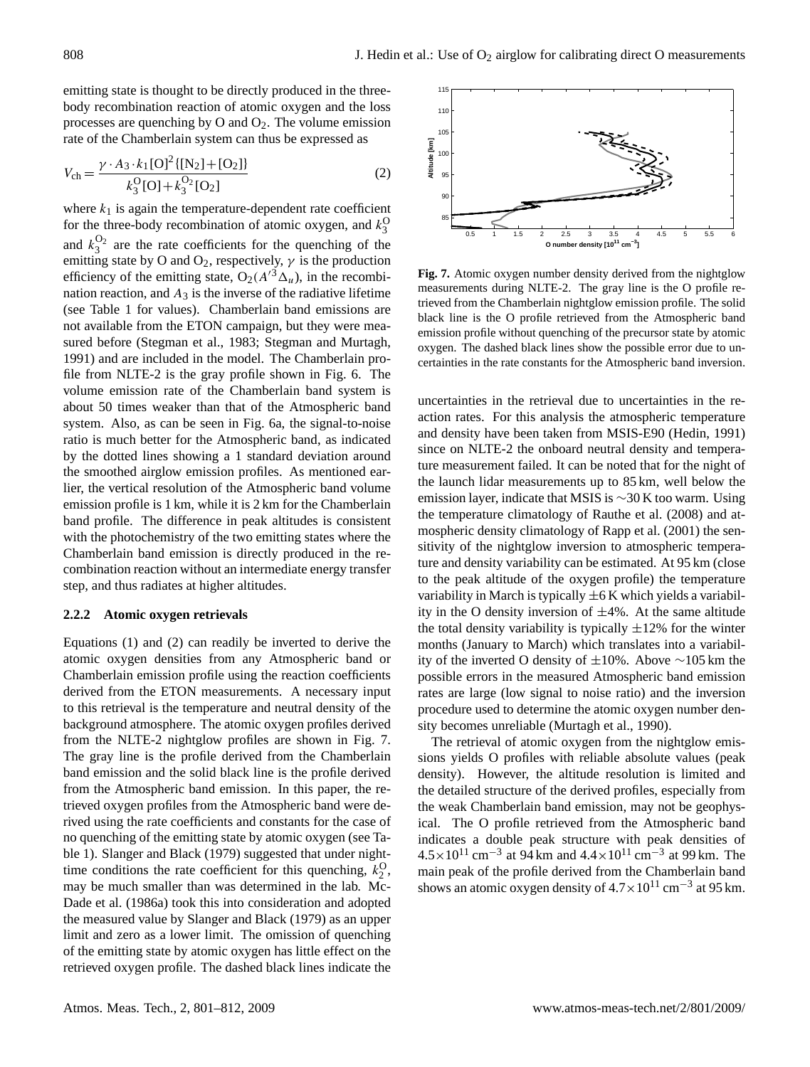emitting state is thought to be directly produced in the three-body recombination reaction of atomic oxygen and the loss processes are quenching by O and $O_2$. The volume emission rate of the Chamberlain system can thus be expressed as

$$V_{\rm ch} = \frac{\gamma \cdot A_3 \cdot k_1 [{\rm O}]^2 \{[{\rm N_2}]+[{\rm O_2}]\}}{k_3^{\rm O}[{\rm O}] + k_3^{\rm O_2}[{\rm O_2}]} \quad (2)$$

where $k_1$ is again the temperature-dependent rate coefficient for the three-body recombination of atomic oxygen, and $k_3^{\rm O}$ and $k_3^{\rm O_2}$ are the rate coefficients for the quenching of the emitting state by O and $O_2$, respectively, $\gamma$ is the production efficiency of the emitting state, $O_2(A'^3\Delta_u)$, in the recombination reaction, and $A_3$ is the inverse of the radiative lifetime (see Table 1 for values). Chamberlain band emissions are not available from the ETON campaign, but they were measured before (Stegman et al., 1983; Stegman and Murtagh, 1991) and are included in the model. The Chamberlain profile from NLTE-2 is the gray profile shown in Fig. 6. The volume emission rate of the Chamberlain band system is about 50 times weaker than that of the Atmospheric band system. Also, as can be seen in Fig. 6a, the signal-to-noise ratio is much better for the Atmospheric band, as indicated by the dotted lines showing a 1 standard deviation around the smoothed airglow emission profiles. As mentioned earlier, the vertical resolution of the Atmospheric band volume emission profile is 1 km, while it is 2 km for the Chamberlain band profile. The difference in peak altitudes is consistent with the photochemistry of the two emitting states where the Chamberlain band emission is directly produced in the recombination reaction without an intermediate energy transfer step, and thus radiates at higher altitudes.

### 2.2.2 Atomic oxygen retrievals

Equations (1) and (2) can readily be inverted to derive the atomic oxygen densities from any Atmospheric band or Chamberlain emission profile using the reaction coefficients derived from the ETON measurements. A necessary input to this retrieval is the temperature and neutral density of the background atmosphere. The atomic oxygen profiles derived from the NLTE-2 nightglow profiles are shown in Fig. 7. The gray line is the profile derived from the Chamberlain band emission and the solid black line is the profile derived from the Atmospheric band emission. In this paper, the retrieved oxygen profiles from the Atmospheric band were derived using the rate coefficients and constants for the case of no quenching of the emitting state by atomic oxygen (see Table 1). Slanger and Black (1979) suggested that under nighttime conditions the rate coefficient for this quenching, $k_2^{\rm O}$, may be much smaller than was determined in the lab. McDade et al. (1986a) took this into consideration and adopted the measured value by Slanger and Black (1979) as an upper limit and zero as a lower limit. The omission of quenching of the emitting state by atomic oxygen has little effect on the retrieved oxygen profile. The dashed black lines indicate the

**Fig. 7.** Atomic oxygen number density derived from the nightglow measurements during NLTE-2. The gray line is the O profile retrieved from the Chamberlain nightglow emission profile. The solid black line is the O profile retrieved from the Atmospheric band emission profile without quenching of the precursor state by atomic oxygen. The dashed black lines show the possible error due to uncertainties in the rate constants for the Atmospheric band inversion.

uncertainties in the retrieval due to uncertainties in the reaction rates. For this analysis the atmospheric temperature and density have been taken from MSIS-E90 (Hedin, 1991) since on NLTE-2 the onboard neutral density and temperature measurement failed. It can be noted that for the night of the launch lidar measurements up to 85 km, well below the emission layer, indicate that MSIS is ~30 K too warm. Using the temperature climatology of Rauthe et al. (2008) and atmospheric density climatology of Rapp et al. (2001) the sensitivity of the nightglow inversion to atmospheric temperature and density variability can be estimated. At 95 km (close to the peak altitude of the oxygen profile) the temperature variability in March is typically $\pm$6 K which yields a variability in the O density inversion of $\pm$4%. At the same altitude the total density variability is typically $\pm$12% for the winter months (January to March) which translates into a variability of the inverted O density of $\pm$10%. Above ~105 km the possible errors in the measured Atmospheric band emission rates are large (low signal to noise ratio) and the inversion procedure used to determine the atomic oxygen number density becomes unreliable (Murtagh et al., 1990).

The retrieval of atomic oxygen from the nightglow emissions yields O profiles with reliable absolute values (peak density). However, the altitude resolution is limited and the detailed structure of the derived profiles, especially from the weak Chamberlain band emission, may not be geophysical. The O profile retrieved from the Atmospheric band indicates a double peak structure with peak densities of $4.5\times10^{11}$ cm$^{-3}$ at 94 km and $4.4\times10^{11}$ cm$^{-3}$ at 99 km. The main peak of the profile derived from the Chamberlain band shows an atomic oxygen density of $4.7\times10^{11}$ cm$^{-3}$ at 95 km.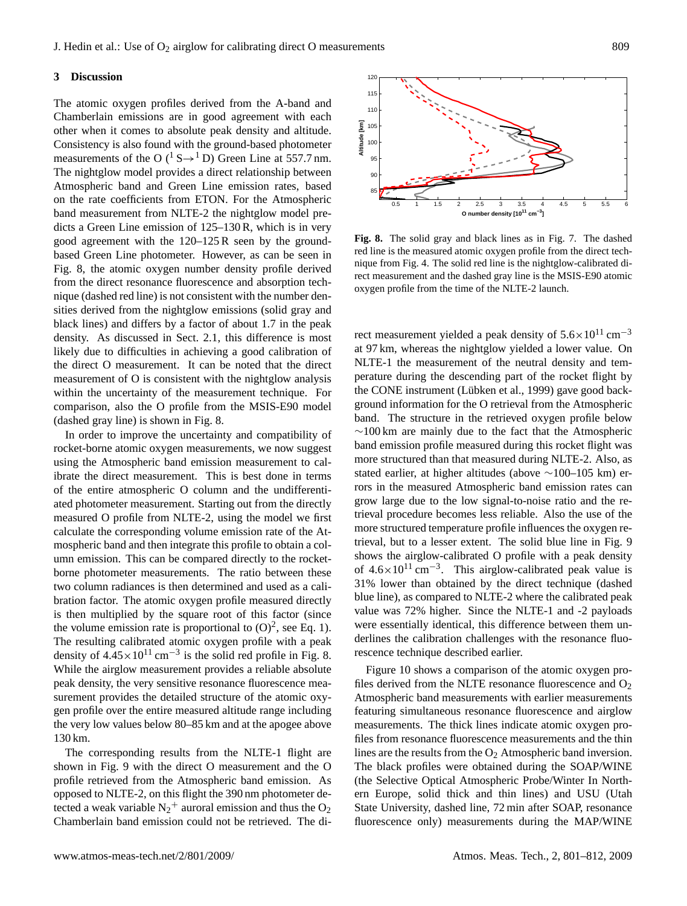## 3 Discussion

The atomic oxygen profiles derived from the A-band and Chamberlain emissions are in good agreement with each other when it comes to absolute peak density and altitude. Consistency is also found with the ground-based photometer measurements of the O ($^1$S→$^1$D) Green Line at 557.7 nm. The nightglow model provides a direct relationship between Atmospheric band and Green Line emission rates, based on the rate coefficients from ETON. For the Atmospheric band measurement from NLTE-2 the nightglow model predicts a Green Line emission of 125–130 R, which is in very good agreement with the 120–125 R seen by the ground-based Green Line photometer. However, as can be seen in Fig. 8, the atomic oxygen number density profile derived from the direct resonance fluorescence and absorption technique (dashed red line) is not consistent with the number densities derived from the nightglow emissions (solid gray and black lines) and differs by a factor of about 1.7 in the peak density. As discussed in Sect. 2.1, this difference is most likely due to difficulties in achieving a good calibration of the direct O measurement. It can be noted that the direct measurement of O is consistent with the nightglow analysis within the uncertainty of the measurement technique. For comparison, also the O profile from the MSIS-E90 model (dashed gray line) is shown in Fig. 8.

In order to improve the uncertainty and compatibility of rocket-borne atomic oxygen measurements, we now suggest using the Atmospheric band emission measurement to calibrate the direct measurement. This is best done in terms of the entire atmospheric O column and the undifferentiated photometer measurement. Starting out from the directly measured O profile from NLTE-2, using the model we first calculate the corresponding volume emission rate of the Atmospheric band and then integrate this profile to obtain a column emission. This can be compared directly to the rocket-borne photometer measurements. The ratio between these two column radiances is then determined and used as a calibration factor. The atomic oxygen profile measured directly is then multiplied by the square root of this factor (since the volume emission rate is proportional to $(\mathrm{O})^2$, see Eq. 1). The resulting calibrated atomic oxygen profile with a peak density of $4.45\times10^{11}$ cm$^{-3}$ is the solid red profile in Fig. 8. While the airglow measurement provides a reliable absolute peak density, the very sensitive resonance fluorescence measurement provides the detailed structure of the atomic oxygen profile over the entire measured altitude range including the very low values below 80–85 km and at the apogee above 130 km.

The corresponding results from the NLTE-1 flight are shown in Fig. 9 with the direct O measurement and the O profile retrieved from the Atmospheric band emission. As opposed to NLTE-2, on this flight the 390 nm photometer detected a weak variable $\mathrm{N_2}^+$ auroral emission and thus the $O_2$ Chamberlain band emission could not be retrieved. The direct measurement yielded a peak density of $5.6\times10^{11}$ cm$^{-3}$ at 97 km, whereas the nightglow yielded a lower value. On NLTE-1 the measurement of the neutral density and temperature during the descending part of the rocket flight by the CONE instrument (Lübken et al., 1999) gave good background information for the O retrieval from the Atmospheric band. The structure in the retrieved oxygen profile below ~100 km are mainly due to the fact that the Atmospheric band emission profile measured during this rocket flight was more structured than that measured during NLTE-2. Also, as stated earlier, at higher altitudes (above ~100–105 km) errors in the measured Atmospheric band emission rates can grow large due to the low signal-to-noise ratio and the retrieval procedure becomes less reliable. Also the use of the more structured temperature profile influences the oxygen retrieval, but to a lesser extent. The solid blue line in Fig. 9 shows the airglow-calibrated O profile with a peak density of $4.6\times10^{11}$ cm$^{-3}$. This airglow-calibrated peak value is 31% lower than obtained by the direct technique (dashed blue line), as compared to NLTE-2 where the calibrated peak value was 72% higher. Since the NLTE-1 and -2 payloads were essentially identical, this difference between them underlines the calibration challenges with the resonance fluorescence technique described earlier.

**Fig. 8.** The solid gray and black lines as in Fig. 7. The dashed red line is the measured atomic oxygen profile from the direct technique from Fig. 4. The solid red line is the nightglow-calibrated direct measurement and the dashed gray line is the MSIS-E90 atomic oxygen profile from the time of the NLTE-2 launch.

Figure 10 shows a comparison of the atomic oxygen profiles derived from the NLTE resonance fluorescence and $O_2$ Atmospheric band measurements with earlier measurements featuring simultaneous resonance fluorescence and airglow measurements. The thick lines indicate atomic oxygen profiles from resonance fluorescence measurements and the thin lines are the results from the $O_2$ Atmospheric band inversion. The black profiles were obtained during the SOAP/WINE (the Selective Optical Atmospheric Probe/Winter In Northern Europe, solid thick and thin lines) and USU (Utah State University, dashed line, 72 min after SOAP, resonance fluorescence only) measurements during the MAP/WINE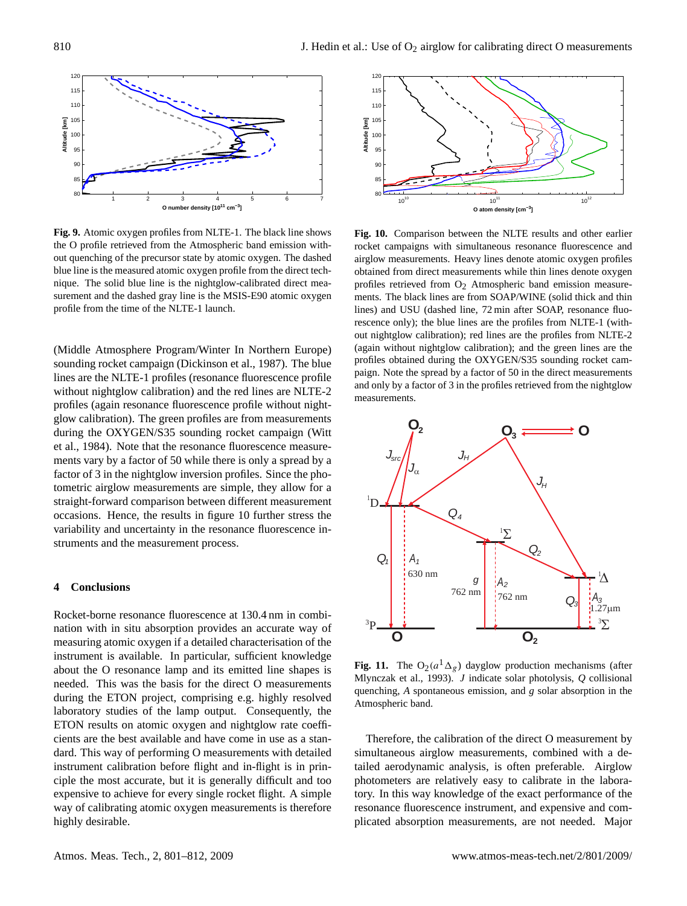**Fig. 9.** Atomic oxygen profiles from NLTE-1. The black line shows the O profile retrieved from the Atmospheric band emission without quenching of the precursor state by atomic oxygen. The dashed blue line is the measured atomic oxygen profile from the direct technique. The solid blue line is the nightglow-calibrated direct measurement and the dashed gray line is the MSIS-E90 atomic oxygen profile from the time of the NLTE-1 launch.

(Middle Atmosphere Program/Winter In Northern Europe) sounding rocket campaign (Dickinson et al., 1987). The blue lines are the NLTE-1 profiles (resonance fluorescence profile without nightglow calibration) and the red lines are NLTE-2 profiles (again resonance fluorescence profile without nightglow calibration). The green profiles are from measurements during the OXYGEN/S35 sounding rocket campaign (Witt et al., 1984). Note that the resonance fluorescence measurements vary by a factor of 50 while there is only a spread by a factor of 3 in the nightglow inversion profiles. Since the photometric airglow measurements are simple, they allow for a straight-forward comparison between different measurement occasions. Hence, the results in figure 10 further stress the variability and uncertainty in the resonance fluorescence instruments and the measurement process.

## 4 Conclusions

Rocket-borne resonance fluorescence at 130.4 nm in combination with in situ absorption provides an accurate way of measuring atomic oxygen if a detailed characterisation of the instrument is available. In particular, sufficient knowledge about the O resonance lamp and its emitted line shapes is needed. This was the basis for the direct O measurements during the ETON project, comprising e.g. highly resolved laboratory studies of the lamp output. Consequently, the ETON results on atomic oxygen and nightglow rate coefficients are the best available and have come in use as a standard. This way of performing O measurements with detailed instrument calibration before flight and in-flight is in principle the most accurate, but it is generally difficult and too expensive to achieve for every single rocket flight. A simple way of calibrating atomic oxygen measurements is therefore highly desirable.

**Fig. 10.** Comparison between the NLTE results and other earlier rocket campaigns with simultaneous resonance fluorescence and airglow measurements. Heavy lines denote atomic oxygen profiles obtained from direct measurements while thin lines denote oxygen profiles retrieved from $O_2$ Atmospheric band emission measurements. The black lines are from SOAP/WINE (solid thick and thin lines) and USU (dashed line, 72 min after SOAP, resonance fluorescence only); the blue lines are the profiles from NLTE-1 (without nightglow calibration); red lines are the profiles from NLTE-2 (again without nightglow calibration); and the green lines are the profiles obtained during the OXYGEN/S35 sounding rocket campaign. Note the spread by a factor of 50 in the direct measurements and only by a factor of 3 in the profiles retrieved from the nightglow measurements.

**Fig. 11.** The $O_2(a^1\Delta_g)$ dayglow production mechanisms (after Mlynczak et al., 1993). *J* indicate solar photolysis, *Q* collisional quenching, *A* spontaneous emission, and *g* solar absorption in the Atmospheric band.

Therefore, the calibration of the direct O measurement by simultaneous airglow measurements, combined with a detailed aerodynamic analysis, is often preferable. Airglow photometers are relatively easy to calibrate in the laboratory. In this way knowledge of the exact performance of the resonance fluorescence instrument, and expensive and complicated absorption measurements, are not needed. Major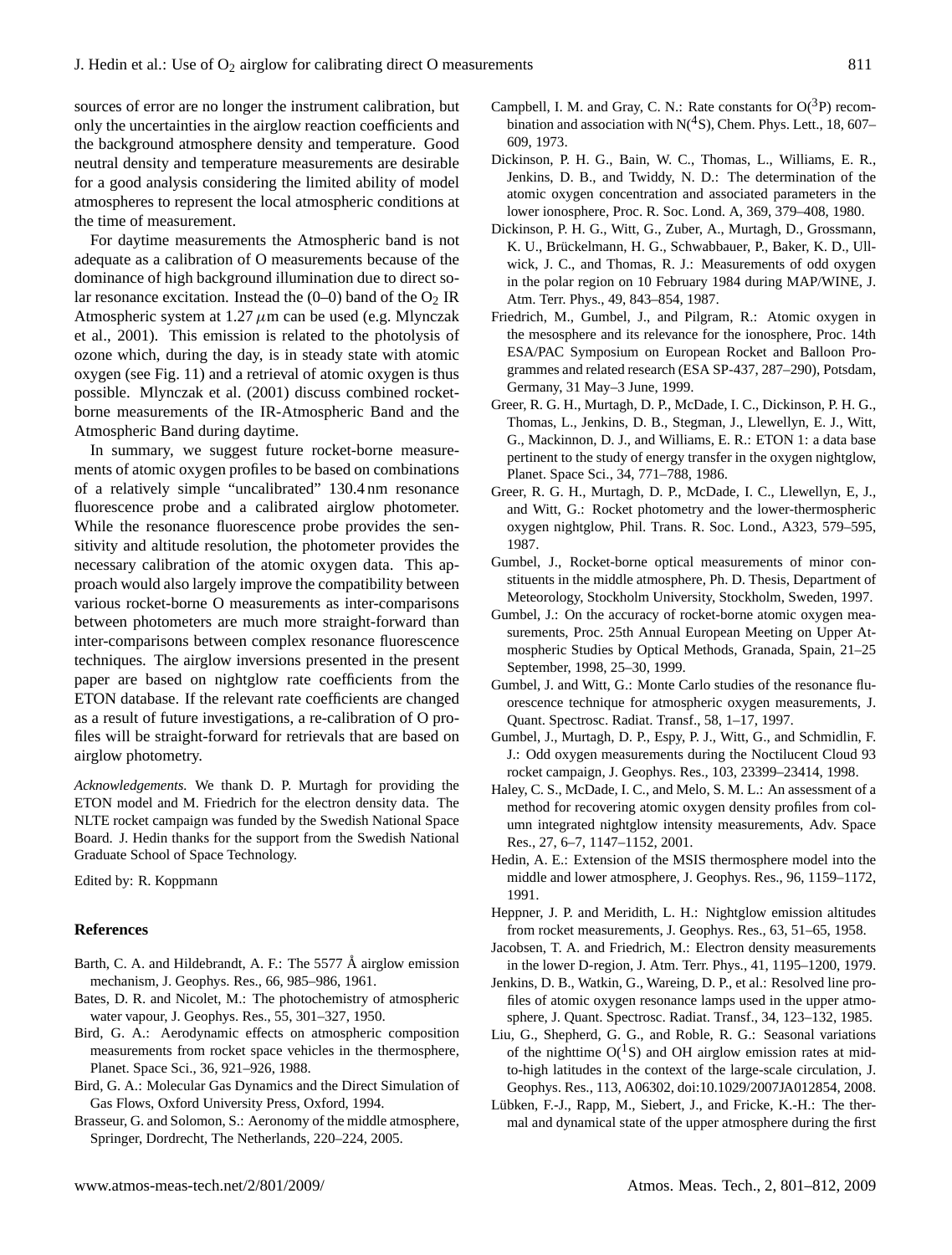sources of error are no longer the instrument calibration, but only the uncertainties in the airglow reaction coefficients and the background atmosphere density and temperature. Good neutral density and temperature measurements are desirable for a good analysis considering the limited ability of model atmospheres to represent the local atmospheric conditions at the time of measurement.

For daytime measurements the Atmospheric band is not adequate as a calibration of O measurements because of the dominance of high background illumination due to direct solar resonance excitation. Instead the (0–0) band of the $O_2$ IR Atmospheric system at 1.27 $\mu$m can be used (e.g. Mlynczak et al., 2001). This emission is related to the photolysis of ozone which, during the day, is in steady state with atomic oxygen (see Fig. 11) and a retrieval of atomic oxygen is thus possible. Mlynczak et al. (2001) discuss combined rocket-borne measurements of the IR-Atmospheric Band and the Atmospheric Band during daytime.

In summary, we suggest future rocket-borne measurements of atomic oxygen profiles to be based on combinations of a relatively simple "uncalibrated" 130.4 nm resonance fluorescence probe and a calibrated airglow photometer. While the resonance fluorescence probe provides the sensitivity and altitude resolution, the photometer provides the necessary calibration of the atomic oxygen data. This approach would also largely improve the compatibility between various rocket-borne O measurements as inter-comparisons between photometers are much more straight-forward than inter-comparisons between complex resonance fluorescence techniques. The airglow inversions presented in the present paper are based on nightglow rate coefficients from the ETON database. If the relevant rate coefficients are changed as a result of future investigations, a re-calibration of O profiles will be straight-forward for retrievals that are based on airglow photometry.

*Acknowledgements.* We thank D. P. Murtagh for providing the ETON model and M. Friedrich for the electron density data. The NLTE rocket campaign was funded by the Swedish National Space Board. J. Hedin thanks for the support from the Swedish National Graduate School of Space Technology.

Edited by: R. Koppmann

## References

Barth, C. A. and Hildebrandt, A. F.: The 5577 Å airglow emission mechanism, J. Geophys. Res., 66, 985–986, 1961.

Bates, D. R. and Nicolet, M.: The photochemistry of atmospheric water vapour, J. Geophys. Res., 55, 301–327, 1950.

Bird, G. A.: Aerodynamic effects on atmospheric composition measurements from rocket space vehicles in the thermosphere, Planet. Space Sci., 36, 921–926, 1988.

Bird, G. A.: Molecular Gas Dynamics and the Direct Simulation of Gas Flows, Oxford University Press, Oxford, 1994.

Brasseur, G. and Solomon, S.: Aeronomy of the middle atmosphere, Springer, Dordrecht, The Netherlands, 220–224, 2005.

Campbell, I. M. and Gray, C. N.: Rate constants for $O(^3P)$ recombination and association with $N(^4S)$, Chem. Phys. Lett., 18, 607–609, 1973.

Dickinson, P. H. G., Bain, W. C., Thomas, L., Williams, E. R., Jenkins, D. B., and Twiddy, N. D.: The determination of the atomic oxygen concentration and associated parameters in the lower ionosphere, Proc. R. Soc. Lond. A, 369, 379–408, 1980.

Dickinson, P. H. G., Witt, G., Zuber, A., Murtagh, D., Grossmann, K. U., Brückelmann, H. G., Schwabbauer, P., Baker, K. D., Ullwick, J. C., and Thomas, R. J.: Measurements of odd oxygen in the polar region on 10 February 1984 during MAP/WINE, J. Atm. Terr. Phys., 49, 843–854, 1987.

Friedrich, M., Gumbel, J., and Pilgram, R.: Atomic oxygen in the mesosphere and its relevance for the ionosphere, Proc. 14th ESA/PAC Symposium on European Rocket and Balloon Programmes and related research (ESA SP-437, 287–290), Potsdam, Germany, 31 May–3 June, 1999.

Greer, R. G. H., Murtagh, D. P., McDade, I. C., Dickinson, P. H. G., Thomas, L., Jenkins, D. B., Stegman, J., Llewellyn, E. J., Witt, G., Mackinnon, D. J., and Williams, E. R.: ETON 1: a data base pertinent to the study of energy transfer in the oxygen nightglow, Planet. Space Sci., 34, 771–788, 1986.

Greer, R. G. H., Murtagh, D. P., McDade, I. C., Llewellyn, E, J., and Witt, G.: Rocket photometry and the lower-thermospheric oxygen nightglow, Phil. Trans. R. Soc. Lond., A323, 579–595, 1987.

Gumbel, J., Rocket-borne optical measurements of minor constituents in the middle atmosphere, Ph. D. Thesis, Department of Meteorology, Stockholm University, Stockholm, Sweden, 1997.

Gumbel, J.: On the accuracy of rocket-borne atomic oxygen measurements, Proc. 25th Annual European Meeting on Upper Atmospheric Studies by Optical Methods, Granada, Spain, 21–25 September, 1998, 25–30, 1999.

Gumbel, J. and Witt, G.: Monte Carlo studies of the resonance fluorescence technique for atmospheric oxygen measurements, J. Quant. Spectrosc. Radiat. Transf., 58, 1–17, 1997.

Gumbel, J., Murtagh, D. P., Espy, P. J., Witt, G., and Schmidlin, F. J.: Odd oxygen measurements during the Noctilucent Cloud 93 rocket campaign, J. Geophys. Res., 103, 23399–23414, 1998.

Haley, C. S., McDade, I. C., and Melo, S. M. L.: An assessment of a method for recovering atomic oxygen density profiles from column integrated nightglow intensity measurements, Adv. Space Res., 27, 6–7, 1147–1152, 2001.

Hedin, A. E.: Extension of the MSIS thermosphere model into the middle and lower atmosphere, J. Geophys. Res., 96, 1159–1172, 1991.

Heppner, J. P. and Meridith, L. H.: Nightglow emission altitudes from rocket measurements, J. Geophys. Res., 63, 51–65, 1958.

Jacobsen, T. A. and Friedrich, M.: Electron density measurements in the lower D-region, J. Atm. Terr. Phys., 41, 1195–1200, 1979.

Jenkins, D. B., Watkin, G., Wareing, D. P., et al.: Resolved line profiles of atomic oxygen resonance lamps used in the upper atmosphere, J. Quant. Spectrosc. Radiat. Transf., 34, 123–132, 1985.

Liu, G., Shepherd, G. G., and Roble, R. G.: Seasonal variations of the nighttime $O(^1S)$ and OH airglow emission rates at mid-to-high latitudes in the context of the large-scale circulation, J. Geophys. Res., 113, A06302, doi:10.1029/2007JA012854, 2008.

Lübken, F.-J., Rapp, M., Siebert, J., and Fricke, K.-H.: The thermal and dynamical state of the upper atmosphere during the first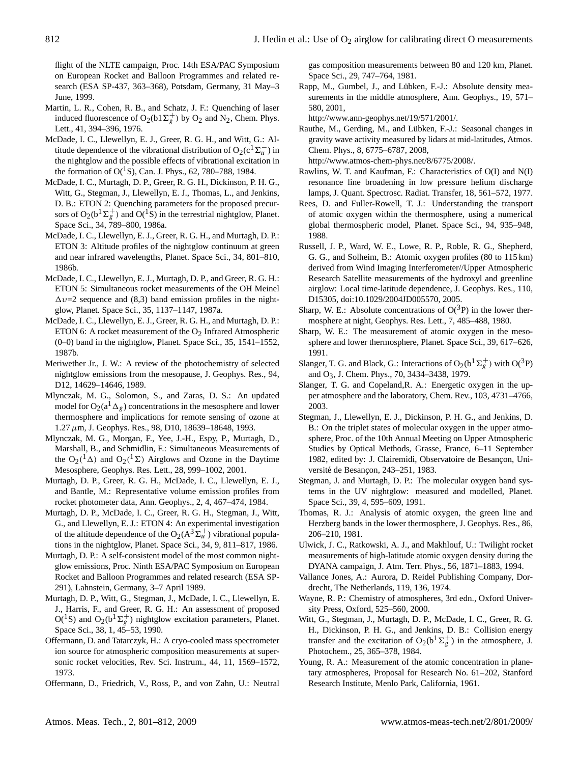flight of the NLTE campaign, Proc. 14th ESA/PAC Symposium on European Rocket and Balloon Programmes and related research (ESA SP-437, 363–368), Potsdam, Germany, 31 May–3 June, 1999.

Martin, L. R., Cohen, R. B., and Schatz, J. F.: Quenching of laser induced fluorescence of $O_2(b1\Sigma_g^+)$ by $O_2$ and $N_2$, Chem. Phys. Lett., 41, 394–396, 1976.

McDade, I. C., Llewellyn, E. J., Greer, R. G. H., and Witt, G.: Altitude dependence of the vibrational distribution of $O_2(c^1\Sigma_u^-)$ in the nightglow and the possible effects of vibrational excitation in the formation of $O(^1S)$, Can. J. Phys., 62, 780–788, 1984.

McDade, I. C., Murtagh, D. P., Greer, R. G. H., Dickinson, P. H. G., Witt, G., Stegman, J., Llewellyn, E. J., Thomas, L., and Jenkins, D. B.: ETON 2: Quenching parameters for the proposed precursors of $O_2(b^1\Sigma_g^+)$ and $O(^1S)$ in the terrestrial nightglow, Planet. Space Sci., 34, 789–800, 1986a.

McDade, I. C., Llewellyn, E. J., Greer, R. G. H., and Murtagh, D. P.: ETON 3: Altitude profiles of the nightglow continuum at green and near infrared wavelengths, Planet. Space Sci., 34, 801–810, 1986b.

McDade, I. C., Llewellyn, E. J., Murtagh, D. P., and Greer, R. G. H.: ETON 5: Simultaneous rocket measurements of the OH Meinel $\Delta\upsilon$=2 sequence and (8,3) band emission profiles in the nightglow, Planet. Space Sci., 35, 1137–1147, 1987a.

McDade, I. C., Llewellyn, E. J., Greer, R. G. H., and Murtagh, D. P.: ETON 6: A rocket measurement of the $O_2$ Infrared Atmospheric (0–0) band in the nightglow, Planet. Space Sci., 35, 1541–1552, 1987b.

Meriwether Jr., J. W.: A review of the photochemistry of selected nightglow emissions from the mesopause, J. Geophys. Res., 94, D12, 14629–14646, 1989.

Mlynczak, M. G., Solomon, S., and Zaras, D. S.: An updated model for $O_2(a^1\Delta_g)$ concentrations in the mesosphere and lower thermosphere and implications for remote sensing of ozone at 1.27 $\mu$m, J. Geophys. Res., 98, D10, 18639–18648, 1993.

Mlynczak, M. G., Morgan, F., Yee, J.-H., Espy, P., Murtagh, D., Marshall, B., and Schmidlin, F.: Simultaneous Measurements of the $O_2(^1\Delta)$ and $O_2(^1\Sigma)$ Airglows and Ozone in the Daytime Mesosphere, Geophys. Res. Lett., 28, 999–1002, 2001.

Murtagh, D. P., Greer, R. G. H., McDade, I. C., Llewellyn, E. J., and Bantle, M.: Representative volume emission profiles from rocket photometer data, Ann. Geophys., 2, 4, 467–474, 1984.

Murtagh, D. P., McDade, I. C., Greer, R. G. H., Stegman, J., Witt, G., and Llewellyn, E. J.: ETON 4: An experimental investigation of the altitude dependence of the $O_2(A^3\Sigma_u^+)$ vibrational populations in the nightglow, Planet. Space Sci., 34, 9, 811–817, 1986.

Murtagh, D. P.: A self-consistent model of the most common nightglow emissions, Proc. Ninth ESA/PAC Symposium on European Rocket and Balloon Programmes and related research (ESA SP-291), Lahnstein, Germany, 3–7 April 1989.

Murtagh, D. P., Witt, G., Stegman, J., McDade, I. C., Llewellyn, E. J., Harris, F., and Greer, R. G. H.: An assessment of proposed $O(^1S)$ and $O_2(b^1\Sigma_g^+)$ nightglow excitation parameters, Planet. Space Sci., 38, 1, 45–53, 1990.

Offermann, D. and Tatarczyk, H.: A cryo-cooled mass spectrometer ion source for atmospheric composition measurements at supersonic rocket velocities, Rev. Sci. Instrum., 44, 11, 1569–1572, 1973.

Offermann, D., Friedrich, V., Ross, P., and von Zahn, U.: Neutral gas composition measurements between 80 and 120 km, Planet. Space Sci., 29, 747–764, 1981.

Rapp, M., Gumbel, J., and Lübken, F.-J.: Absolute density measurements in the middle atmosphere, Ann. Geophys., 19, 571–580, 2001, http://www.ann-geophys.net/19/571/2001/.

Rauthe, M., Gerding, M., and Lübken, F.-J.: Seasonal changes in gravity wave activity measured by lidars at mid-latitudes, Atmos. Chem. Phys., 8, 6775–6787, 2008, http://www.atmos-chem-phys.net/8/6775/2008/.

Rawlins, W. T. and Kaufman, F.: Characteristics of O(I) and N(I) resonance line broadening in low pressure helium discharge lamps, J. Quant. Spectrosc. Radiat. Transfer, 18, 561–572, 1977.

Rees, D. and Fuller-Rowell, T. J.: Understanding the transport of atomic oxygen within the thermosphere, using a numerical global thermospheric model, Planet. Space Sci., 94, 935–948, 1988.

Russell, J. P., Ward, W. E., Lowe, R. P., Roble, R. G., Shepherd, G. G., and Solheim, B.: Atomic oxygen profiles (80 to 115 km) derived from Wind Imaging Interferometer//Upper Atmospheric Research Satellite measurements of the hydroxyl and greenline airglow: Local time-latitude dependence, J. Geophys. Res., 110, D15305, doi:10.1029/2004JD005570, 2005.

Sharp, W. E.: Absolute concentrations of $O(^3P)$ in the lower thermosphere at night, Geophys. Res. Lett., 7, 485–488, 1980.

Sharp, W. E.: The measurement of atomic oxygen in the mesosphere and lower thermosphere, Planet. Space Sci., 39, 617–626, 1991.

Slanger, T. G. and Black, G.: Interactions of $O_2(b^1\Sigma_g^+)$ with $O(^3P)$ and $O_3$, J. Chem. Phys., 70, 3434–3438, 1979.

Slanger, T. G. and Copeland,R. A.: Energetic oxygen in the upper atmosphere and the laboratory, Chem. Rev., 103, 4731–4766, 2003.

Stegman, J., Llewellyn, E. J., Dickinson, P. H. G., and Jenkins, D. B.: On the triplet states of molecular oxygen in the upper atmosphere, Proc. of the 10th Annual Meeting on Upper Atmospheric Studies by Optical Methods, Grasse, France, 6–11 September 1982, edited by: J. Clairemidi, Observatoire de Besançon, Université de Besançon, 243–251, 1983.

Stegman, J. and Murtagh, D. P.: The molecular oxygen band systems in the UV nightglow: measured and modelled, Planet. Space Sci., 39, 4, 595–609, 1991.

Thomas, R. J.: Analysis of atomic oxygen, the green line and Herzberg bands in the lower thermosphere, J. Geophys. Res., 86, 206–210, 1981.

Ulwick, J. C., Ratkowski, A. J., and Makhlouf, U.: Twilight rocket measurements of high-latitude atomic oxygen density during the DYANA campaign, J. Atm. Terr. Phys., 56, 1871–1883, 1994.

Vallance Jones, A.: Aurora, D. Reidel Publishing Company, Dordrecht, The Netherlands, 119, 136, 1974.

Wayne, R. P.: Chemistry of atmospheres, 3rd edn., Oxford University Press, Oxford, 525–560, 2000.

Witt, G., Stegman, J., Murtagh, D. P., McDade, I. C., Greer, R. G. H., Dickinson, P. H. G., and Jenkins, D. B.: Collision energy transfer and the excitation of $O_2(b^1\Sigma_g^+)$ in the atmosphere, J. Photochem., 25, 365–378, 1984.

Young, R. A.: Measurement of the atomic concentration in planetary atmospheres, Proposal for Research No. 61–202, Stanford Research Institute, Menlo Park, California, 1961.